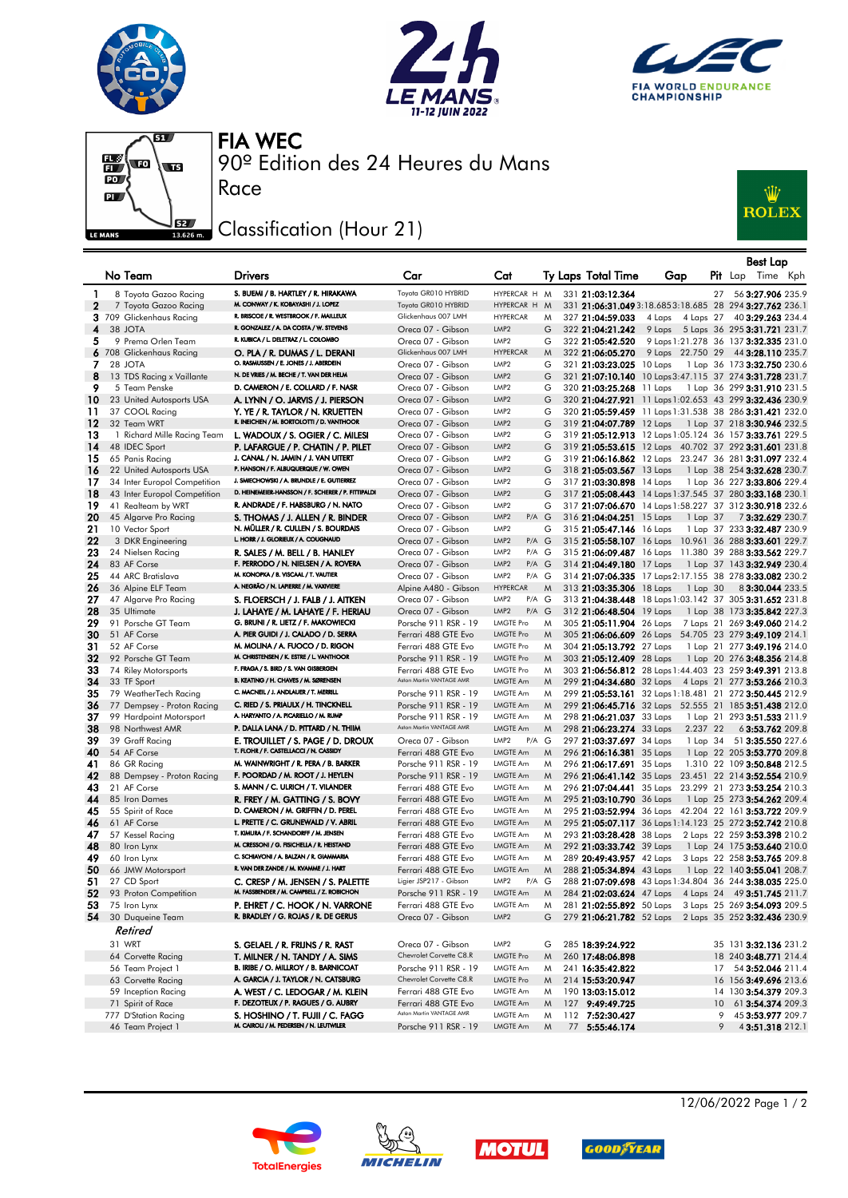# FIA WEC

## 90º Edition des 24 Heures du Mans

## Race

## Classification (Hour 21)

| | No | Team | Drivers | Car | Cat | Ty | Laps | Total Time | Gap | | Pit | Best Lap Lap | Best Lap Time | Best Lap Kph |
|---|---|---|---|---|---|---|---|---|---|---|---|---|---|---|
| 1 | 8 | Toyota Gazoo Racing | S. BUEMI / B. HARTLEY / R. HIRAKAWA | Toyota GR010 HYBRID | HYPERCAR H | M | 331 | 21:03:12.364 | | | 27 | 56 | 3:27.906 | 235.9 |
| 2 | 7 | Toyota Gazoo Racing | M. CONWAY / K. KOBAYASHI / J. LOPEZ | Toyota GR010 HYBRID | HYPERCAR H | M | 331 | 21:06:31.049 | 3:18.685 | 3:18.685 | 28 | 294 | 3:27.762 | 236.1 |
| 3 | 709 | Glickenhaus Racing | R. BRISCOE / R. WESTBROOK / F. MAILLEUX | Glickenhaus 007 LMH | HYPERCAR | M | 327 | 21:04:59.033 | 4 Laps | 4 Laps | 27 | 40 | 3:29.263 | 234.4 |
| 4 | 38 | JOTA | R. GONZALEZ / A. DA COSTA / W. STEVENS | Oreca 07 - Gibson | LMP2 | G | 322 | 21:04:21.242 | 9 Laps | 5 Laps | 36 | 295 | 3:31.721 | 231.7 |
| 5 | 9 | Prema Orlen Team | R. KUBICA / L. DELETRAZ / L. COLOMBO | Oreca 07 - Gibson | LMP2 | G | 322 | 21:05:42.520 | 9 Laps | 1:21.278 | 36 | 137 | 3:32.335 | 231.0 |
| 6 | 708 | Glickenhaus Racing | O. PLA / R. DUMAS / L. DERANI | Glickenhaus 007 LMH | HYPERCAR | M | 322 | 21:06:05.270 | 9 Laps | 22.750 | 29 | 44 | 3:28.110 | 235.7 |
| 7 | 28 | JOTA | O. RASMUSSEN / E. JONES / J. ABERDEIN | Oreca 07 - Gibson | LMP2 | G | 321 | 21:03:23.025 | 10 Laps | 1 Lap | 36 | 173 | 3:32.750 | 230.6 |
| 8 | 13 | TDS Racing x Vaillante | N. DE VRIES / M. BECHE / T. VAN DER HELM | Oreca 07 - Gibson | LMP2 | G | 321 | 21:07:10.140 | 10 Laps | 3:47.115 | 37 | 274 | 3:31.728 | 231.7 |
| 9 | 5 | Team Penske | D. CAMERON / E. COLLARD / F. NASR | Oreca 07 - Gibson | LMP2 | G | 320 | 21:03:25.268 | 11 Laps | 1 Lap | 36 | 299 | 3:31.910 | 231.5 |
| 10 | 23 | United Autosports USA | A. LYNN / O. JARVIS / J. PIERSON | Oreca 07 - Gibson | LMP2 | G | 320 | 21:04:27.921 | 11 Laps | 1:02.653 | 43 | 299 | 3:32.436 | 230.9 |
| 11 | 37 | COOL Racing | Y. YE / R. TAYLOR / N. KRUETTEN | Oreca 07 - Gibson | LMP2 | G | 320 | 21:05:59.459 | 11 Laps | 1:31.538 | 38 | 286 | 3:31.421 | 232.0 |
| 12 | 32 | Team WRT | R. INEICHEN / M. BORTOLOTTI / D. VANTHOOR | Oreca 07 - Gibson | LMP2 | G | 319 | 21:04:07.789 | 12 Laps | 1 Lap | 37 | 218 | 3:30.946 | 232.5 |
| 13 | 1 | Richard Mille Racing Team | L. WADOUX / S. OGIER / C. MILESI | Oreca 07 - Gibson | LMP2 | G | 319 | 21:05:12.913 | 12 Laps | 1:05.124 | 36 | 157 | 3:33.761 | 229.5 |
| 14 | 48 | IDEC Sport | P. LAFARGUE / P. CHATIN / P. PILET | Oreca 07 - Gibson | LMP2 | G | 319 | 21:05:53.615 | 12 Laps | 40.702 | 37 | 292 | 3:31.601 | 231.8 |
| 15 | 65 | Panis Racing | J. CANAL / N. JAMIN / J. VAN UITERT | Oreca 07 - Gibson | LMP2 | G | 319 | 21:06:16.862 | 12 Laps | 23.247 | 36 | 281 | 3:31.097 | 232.4 |
| 16 | 22 | United Autosports USA | P. HANSON / F. ALBUQUERQUE / W. OWEN | Oreca 07 - Gibson | LMP2 | G | 318 | 21:05:03.567 | 13 Laps | 1 Lap | 38 | 254 | 3:32.628 | 230.7 |
| 17 | 34 | Inter Europol Competition | J. SMIECHOWSKI / A. BRUNDLE / E. GUTIERREZ | Oreca 07 - Gibson | LMP2 | G | 317 | 21:03:30.898 | 14 Laps | 1 Lap | 36 | 227 | 3:33.806 | 229.4 |
| 18 | 43 | Inter Europol Competition | D. HEINEMEIER-HANSSON / F. SCHERER / P. FITTIPALDI | Oreca 07 - Gibson | LMP2 | G | 317 | 21:05:08.443 | 14 Laps | 1:37.545 | 37 | 280 | 3:33.168 | 230.1 |
| 19 | 41 | Realteam by WRT | R. ANDRADE / F. HABSBURG / N. NATO | Oreca 07 - Gibson | LMP2 | G | 317 | 21:07:06.670 | 14 Laps | 1:58.227 | 37 | 312 | 3:30.918 | 232.6 |
| 20 | 45 | Algarve Pro Racing | S. THOMAS / J. ALLEN / R. BINDER | Oreca 07 - Gibson | LMP2 P/A | G | 316 | 21:04:04.251 | 15 Laps | 1 Lap | 37 | 7 | 3:32.629 | 230.7 |
| 21 | 10 | Vector Sport | N. MÜLLER / R. CULLEN / S. BOURDAIS | Oreca 07 - Gibson | LMP2 | G | 315 | 21:05:47.146 | 16 Laps | 1 Lap | 37 | 233 | 3:32.487 | 230.9 |
| 22 | 3 | DKR Engineering | L. HORR / J. GLORIEUX / A. COUGNAUD | Oreca 07 - Gibson | LMP2 P/A | G | 315 | 21:05:58.107 | 16 Laps | 10.961 | 36 | 288 | 3:33.601 | 229.7 |
| 23 | 24 | Nielsen Racing | R. SALES / M. BELL / B. HANLEY | Oreca 07 - Gibson | LMP2 P/A | G | 315 | 21:06:09.487 | 16 Laps | 11.380 | 39 | 288 | 3:33.562 | 229.7 |
| 24 | 83 | AF Corse | F. PERRODO / N. NIELSEN / A. ROVERA | Oreca 07 - Gibson | LMP2 P/A | G | 314 | 21:04:49.180 | 17 Laps | 1 Lap | 37 | 143 | 3:32.949 | 230.4 |
| 25 | 44 | ARC Bratislava | M. KONOPKA / B. VISCAAL / T. VAUTIER | Oreca 07 - Gibson | LMP2 P/A | G | 314 | 21:07:06.335 | 17 Laps | 2:17.155 | 38 | 278 | 3:33.082 | 230.2 |
| 26 | 36 | Alpine ELF Team | A. NEGRÃO / N. LAPIERRE / M. VAXIVIERE | Alpine A480 - Gibson | HYPERCAR | M | 313 | 21:03:35.306 | 18 Laps | 1 Lap | 30 | 8 | 3:30.044 | 233.5 |
| 27 | 47 | Algarve Pro Racing | S. FLOERSCH / J. FALB / J. AITKEN | Oreca 07 - Gibson | LMP2 P/A | G | 313 | 21:04:38.448 | 18 Laps | 1:03.142 | 37 | 305 | 3:31.652 | 231.8 |
| 28 | 35 | Ultimate | J. LAHAYE / M. LAHAYE / F. HERIAU | Oreca 07 - Gibson | LMP2 P/A | G | 312 | 21:06:48.504 | 19 Laps | 1 Lap | 38 | 173 | 3:35.842 | 227.3 |
| 29 | 91 | Porsche GT Team | G. BRUNI / R. LIETZ / F. MAKOWIECKI | Porsche 911 RSR - 19 | LMGTE Pro | M | 305 | 21:05:11.904 | 26 Laps | 7 Laps | 21 | 269 | 3:49.060 | 214.2 |
| 30 | 51 | AF Corse | A. PIER GUIDI / J. CALADO / D. SERRA | Ferrari 488 GTE Evo | LMGTE Pro | M | 305 | 21:06:06.609 | 26 Laps | 54.705 | 23 | 279 | 3:49.109 | 214.1 |
| 31 | 52 | AF Corse | M. MOLINA / A. FUOCO / D. RIGON | Ferrari 488 GTE Evo | LMGTE Pro | M | 304 | 21:05:13.792 | 27 Laps | 1 Lap | 21 | 277 | 3:49.196 | 214.0 |
| 32 | 92 | Porsche GT Team | M. CHRISTENSEN / K. ESTRE / L. VANTHOOR | Porsche 911 RSR - 19 | LMGTE Pro | M | 303 | 21:05:12.409 | 28 Laps | 1 Lap | 20 | 276 | 3:48.356 | 214.8 |
| 33 | 74 | Riley Motorsports | F. FRAGA / S. BIRD / S. VAN GISBERGEN | Ferrari 488 GTE Evo | LMGTE Pro | M | 303 | 21:06:56.812 | 28 Laps | 1:44.403 | 23 | 259 | 3:49.391 | 213.8 |
| 34 | 33 | TF Sport | B. KEATING / H. CHAVES / M. SØRENSEN | Aston Martin VANTAGE AMR | LMGTE Am | M | 299 | 21:04:34.680 | 32 Laps | 4 Laps | 21 | 277 | 3:53.266 | 210.3 |
| 35 | 79 | WeatherTech Racing | C. MACNEIL / J. ANDLAUER / T. MERRILL | Porsche 911 RSR - 19 | LMGTE Am | M | 299 | 21:05:53.161 | 32 Laps | 1:18.481 | 21 | 272 | 3:50.445 | 212.9 |
| 36 | 77 | Dempsey - Proton Racing | C. RIED / S. PRIAULX / H. TINCKNELL | Porsche 911 RSR - 19 | LMGTE Am | M | 299 | 21:06:45.716 | 32 Laps | 52.555 | 21 | 185 | 3:51.438 | 212.0 |
| 37 | 99 | Hardpoint Motorsport | A. HARYANTO / A. PICARIELLO / M. RUMP | Porsche 911 RSR - 19 | LMGTE Am | M | 298 | 21:06:21.037 | 33 Laps | 1 Lap | 21 | 293 | 3:51.533 | 211.9 |
| 38 | 98 | Northwest AMR | P. DALLA LANA / D. PITTARD / N. THIIM | Aston Martin VANTAGE AMR | LMGTE Am | M | 298 | 21:06:23.274 | 33 Laps | 2.237 | 22 | 6 | 3:53.762 | 209.8 |
| 39 | 39 | Graff Racing | E. TROUILLET / S. PAGE / D. DROUX | Oreca 07 - Gibson | LMP2 P/A | G | 297 | 21:03:37.697 | 34 Laps | 1 Lap | 34 | 51 | 3:35.550 | 227.6 |
| 40 | 54 | AF Corse | T. FLOHR / F. CASTELLACCI / N. CASSIDY | Ferrari 488 GTE Evo | LMGTE Am | M | 296 | 21:06:16.381 | 35 Laps | 1 Lap | 22 | 205 | 3:53.770 | 209.8 |
| 41 | 86 | GR Racing | M. WAINWRIGHT / R. PERA / B. BARKER | Porsche 911 RSR - 19 | LMGTE Am | M | 296 | 21:06:17.691 | 35 Laps | 1.310 | 22 | 109 | 3:50.848 | 212.5 |
| 42 | 88 | Dempsey - Proton Racing | F. POORDAD / M. ROOT / J. HEYLEN | Porsche 911 RSR - 19 | LMGTE Am | M | 296 | 21:06:41.142 | 35 Laps | 23.451 | 22 | 214 | 3:52.554 | 210.9 |
| 43 | 21 | AF Corse | S. MANN / C. ULRICH / T. VILANDER | Ferrari 488 GTE Evo | LMGTE Am | M | 296 | 21:07:04.441 | 35 Laps | 23.299 | 21 | 273 | 3:53.225 | 210.3 |
| 44 | 85 | Iron Dames | R. FREY / M. GATTING / S. BOVY | Ferrari 488 GTE Evo | LMGTE Am | M | 295 | 21:03:10.790 | 36 Laps | 1 Lap | 25 | 273 | 3:54.262 | 209.4 |
| 45 | 55 | Spirit of Race | D. CAMERON / M. GRIFFIN / D. PEREL | Ferrari 488 GTE Evo | LMGTE Am | M | 295 | 21:03:52.994 | 36 Laps | 42.204 | 22 | 161 | 3:53.722 | 209.9 |
| 46 | 61 | AF Corse | L. PRETTE / C. GRUNEWALD / V. ABRIL | Ferrari 488 GTE Evo | LMGTE Am | M | 295 | 21:05:07.117 | 36 Laps | 1:14.123 | 25 | 272 | 3:52.742 | 210.8 |
| 47 | 57 | Kessel Racing | T. KIMURA / F. SCHANDORFF / M. JENSEN | Ferrari 488 GTE Evo | LMGTE Am | M | 293 | 21:03:28.428 | 38 Laps | 2 Laps | 22 | 259 | 3:53.398 | 210.2 |
| 48 | 80 | Iron Lynx | M. CRESSONI / G. FISICHELLA / R. HEISTAND | Ferrari 488 GTE Evo | LMGTE Am | M | 292 | 21:03:33.742 | 39 Laps | 1 Lap | 24 | 175 | 3:53.640 | 210.0 |
| 49 | 60 | Iron Lynx | C. SCHIAVONI / A. BALZAN / R. GIAMMARIA | Ferrari 488 GTE Evo | LMGTE Am | M | 289 | 20:49:43.957 | 42 Laps | 3 Laps | 22 | 258 | 3:53.765 | 209.8 |
| 50 | 66 | JMW Motorsport | R. VAN DER ZANDE / M. KVAMME / J. HART | Ferrari 488 GTE Evo | LMGTE Am | M | 288 | 21:05:34.894 | 43 Laps | 1 Lap | 22 | 140 | 3:55.041 | 208.7 |
| 51 | 27 | CD Sport | C. CRESP / M. JENSEN / S. PALETTE | Ligier JSP217 - Gibson | LMP2 P/A | G | 288 | 21:07:09.698 | 43 Laps | 1:34.804 | 36 | 244 | 3:38.035 | 225.0 |
| 52 | 93 | Proton Competition | M. FASSBENDER / M. CAMPBELL / Z. ROBICHON | Porsche 911 RSR - 19 | LMGTE Am | M | 284 | 21:02:03.624 | 47 Laps | 4 Laps | 24 | 49 | 3:51.745 | 211.7 |
| 53 | 75 | Iron Lynx | P. EHRET / C. HOOK / N. VARRONE | Ferrari 488 GTE Evo | LMGTE Am | M | 281 | 21:02:55.892 | 50 Laps | 3 Laps | 25 | 269 | 3:54.093 | 209.5 |
| 54 | 30 | Duqueine Team | R. BRADLEY / G. ROJAS / R. DE GERUS | Oreca 07 - Gibson | LMP2 | G | 279 | 21:06:21.782 | 52 Laps | 2 Laps | 35 | 252 | 3:32.936 | 230.9 |
| | | *Retired* | | | | | | | | | | | | |
| | 31 | WRT | S. GELAEL / R. FRIJNS / R. RAST | Oreca 07 - Gibson | LMP2 | G | 285 | 18:39:24.922 | | | 35 | 131 | 3:32.136 | 231.2 |
| | 64 | Corvette Racing | T. MILNER / N. TANDY / A. SIMS | Chevrolet Corvette C8.R | LMGTE Pro | M | 260 | 17:48:06.898 | | | 18 | 240 | 3:48.771 | 214.4 |
| | 56 | Team Project 1 | B. IRIBE / O. MILLROY / B. BARNICOAT | Porsche 911 RSR - 19 | LMGTE Am | M | 241 | 16:35:42.822 | | | 17 | 54 | 3:52.046 | 211.4 |
| | 63 | Corvette Racing | A. GARCIA / J. TAYLOR / N. CATSBURG | Chevrolet Corvette C8.R | LMGTE Pro | M | 214 | 15:53:20.947 | | | 16 | 156 | 3:49.696 | 213.6 |
| | 59 | Inception Racing | A. WEST / C. LEDOGAR / M. KLEIN | Ferrari 488 GTE Evo | LMGTE Am | M | 190 | 13:03:15.012 | | | 14 | 130 | 3:54.379 | 209.3 |
| | 71 | Spirit of Race | F. DEZOTEUX / P. RAGUES / G. AUBRY | Ferrari 488 GTE Evo | LMGTE Am | M | 127 | 9:49:49.725 | | | 10 | 61 | 3:54.374 | 209.3 |
| | 777 | D'Station Racing | S. HOSHINO / T. FUJII / C. FAGG | Aston Martin VANTAGE AMR | LMGTE Am | M | 112 | 7:52:30.427 | | | 9 | 45 | 3:53.977 | 209.7 |
| | 46 | Team Project 1 | M. CAIROLI / M. PEDERSEN / N. LEUTWILER | Porsche 911 RSR - 19 | LMGTE Am | M | 77 | 5:55:46.174 | | | 9 | 4 | 3:51.318 | 212.1 |

12/06/2022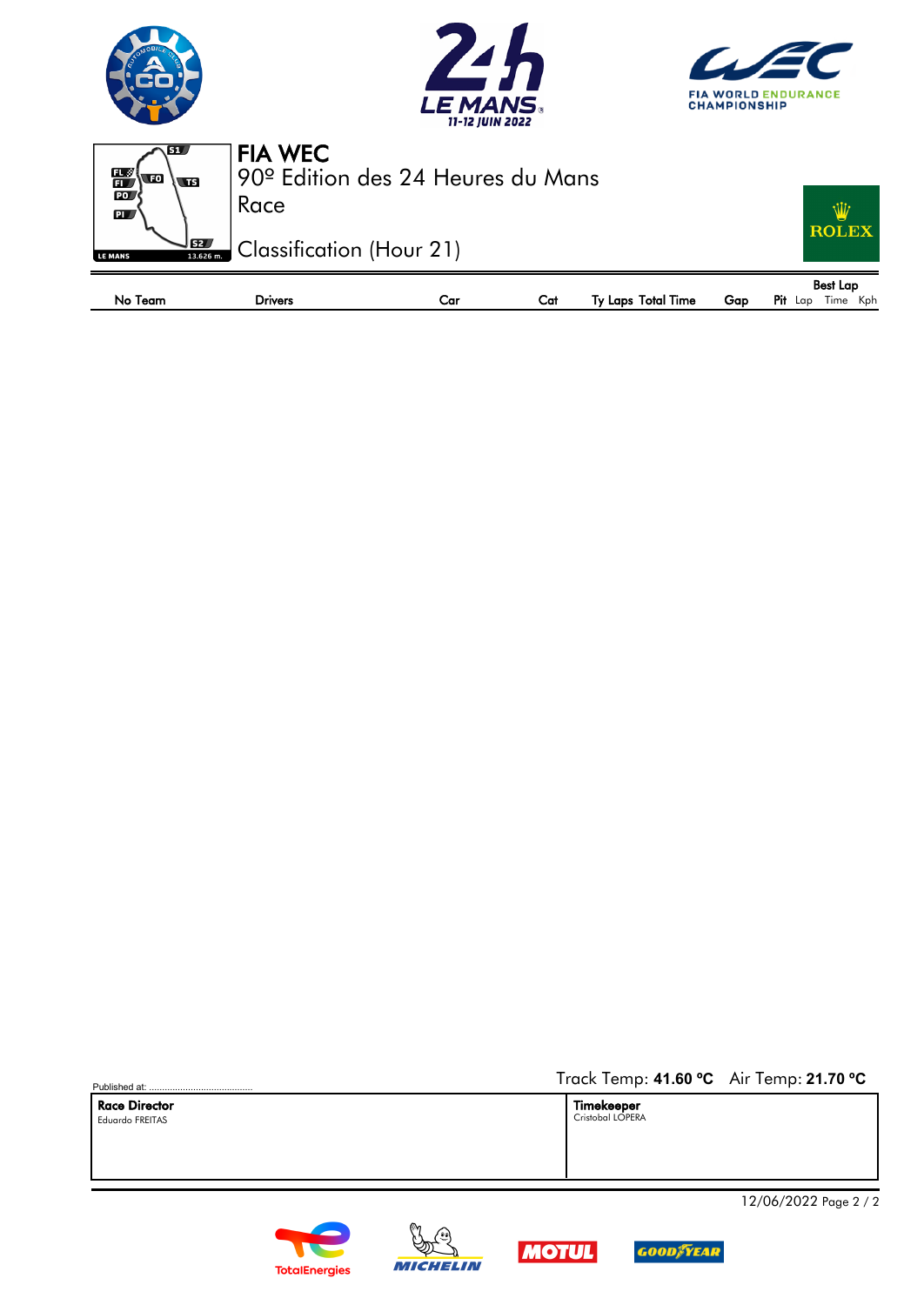# FIA WEC

90º Edition des 24 Heures du Mans

Race

Classification (Hour 21)

| No | Team | Drivers | Car | Cat | Ty | Laps | Total Time | Gap | Pit | Best Lap Lap | Time | Kph |
|---|---|---|---|---|---|---|---|---|---|---|---|---|

Track Temp: **41.60 ºC** Air Temp: **21.70 ºC**

Published at: ........................................

| **Race Director** | **Timekeeper** |
|---|---|
| Eduardo FREITAS | Cristobal LOPERA |

12/06/2022